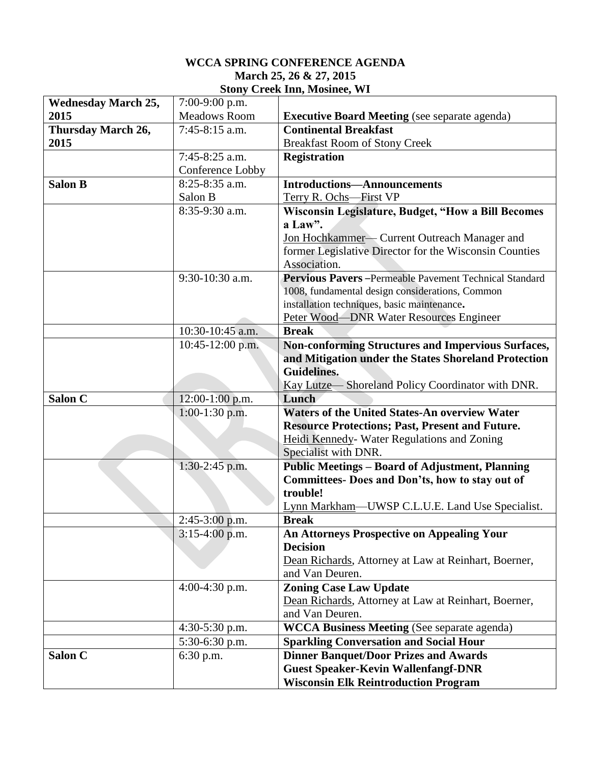# WCCA SPRING CONFERENCE AGENDA
## March 25, 26 & 27, 2015
## Stony Creek Inn, Mosinee, WI

| | | |
|---|---|---|
| **Wednesday March 25, 2015** | 7:00-9:00 p.m. Meadows Room | **Executive Board Meeting** (see separate agenda) |
| **Thursday March 26, 2015** | 7:45-8:15 a.m. | **Continental Breakfast** Breakfast Room of Stony Creek |
| | 7:45-8:25 a.m. Conference Lobby | **Registration** |
| **Salon B** | 8:25-8:35 a.m. Salon B | **Introductions—Announcements** Terry R. Ochs—First VP |
| | 8:35-9:30 a.m. | **Wisconsin Legislature, Budget, "How a Bill Becomes a Law".** Jon Hochkammer— Current Outreach Manager and former Legislative Director for the Wisconsin Counties Association. |
| | 9:30-10:30 a.m. | **Pervious Pavers –**Permeable Pavement Technical Standard 1008, fundamental design considerations, Common installation techniques, basic maintenance**.** Peter Wood—DNR Water Resources Engineer |
| | 10:30-10:45 a.m. | **Break** |
| | 10:45-12:00 p.m. | **Non-conforming Structures and Impervious Surfaces, and Mitigation under the States Shoreland Protection Guidelines.** Kay Lutze— Shoreland Policy Coordinator with DNR. |
| **Salon C** | 12:00-1:00 p.m. | **Lunch** |
| | 1:00-1:30 p.m. | **Waters of the United States-An overview Water Resource Protections; Past, Present and Future.** Heidi Kennedy- Water Regulations and Zoning Specialist with DNR. |
| | 1:30-2:45 p.m. | **Public Meetings – Board of Adjustment, Planning Committees- Does and Don't's, how to stay out of trouble!** Lynn Markham—UWSP C.L.U.E. Land Use Specialist. |
| | 2:45-3:00 p.m. | **Break** |
| | 3:15-4:00 p.m. | **An Attorneys Prospective on Appealing Your Decision** Dean Richards, Attorney at Law at Reinhart, Boerner, and Van Deuren. |
| | 4:00-4:30 p.m. | **Zoning Case Law Update** Dean Richards, Attorney at Law at Reinhart, Boerner, and Van Deuren. |
| | 4:30-5:30 p.m. | **WCCA Business Meeting** (See separate agenda) |
| | 5:30-6:30 p.m. | **Sparkling Conversation and Social Hour** |
| **Salon C** | 6:30 p.m. | **Dinner Banquet/Door Prizes and Awards** **Guest Speaker-Kevin Wallenfangf-DNR** **Wisconsin Elk Reintroduction Program** |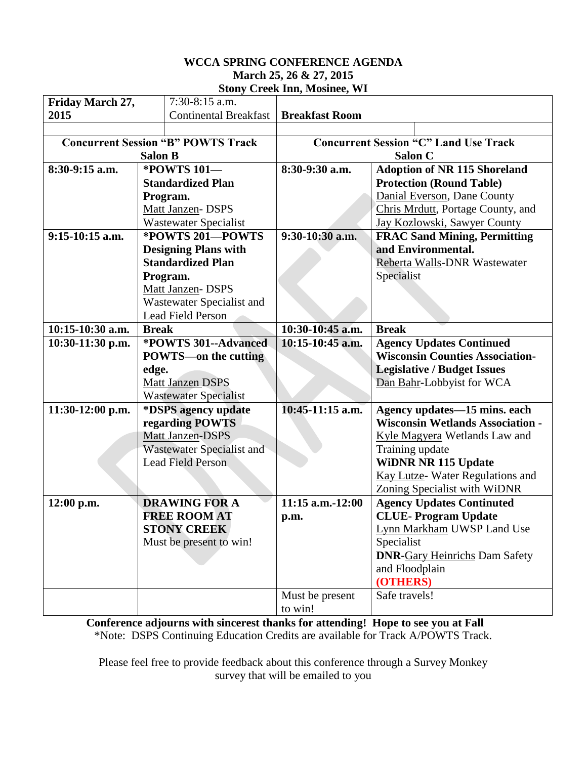**WCCA SPRING CONFERENCE AGENDA**
**March 25, 26 & 27, 2015**
**Stony Creek Inn, Mosinee, WI**

| | | | |
|---|---|---|---|
| **Friday March 27, 2015** | 7:30-8:15 a.m. Continental Breakfast | **Breakfast Room** | |
| | | | |
| **Concurrent Session "B" POWTS Track Salon B** | | **Concurrent Session "C" Land Use Track Salon C** | |
| **8:30-9:15 a.m.** | **\*POWTS 101—Standardized Plan Program.** Matt Janzen- DSPS Wastewater Specialist | **8:30-9:30 a.m.** | **Adoption of NR 115 Shoreland Protection (Round Table)** Danial Everson, Dane County Chris Mrdutt, Portage County, and Jay Kozlowski, Sawyer County |
| **9:15-10:15 a.m.** | **\*POWTS 201—POWTS Designing Plans with Standardized Plan Program.** Matt Janzen- DSPS Wastewater Specialist and Lead Field Person | **9:30-10:30 a.m.** | **FRAC Sand Mining, Permitting and Environmental.** Reberta Walls-DNR Wastewater Specialist |
| **10:15-10:30 a.m.** | **Break** | **10:30-10:45 a.m.** | **Break** |
| **10:30-11:30 p.m.** | **\*POWTS 301--Advanced POWTS—on the cutting edge.** Matt Janzen DSPS Wastewater Specialist | **10:15-10:45 a.m.** | **Agency Updates Continued Wisconsin Counties Association- Legislative / Budget Issues** Dan Bahr-Lobbyist for WCA |
| **11:30-12:00 p.m.** | **\*DSPS agency update regarding POWTS** Matt Janzen-DSPS Wastewater Specialist and Lead Field Person | **10:45-11:15 a.m.** | **Agency updates—15 mins. each Wisconsin Wetlands Association -** Kyle Magyera Wetlands Law and Training update **WiDNR NR 115 Update** Kay Lutze- Water Regulations and Zoning Specialist with WiDNR |
| **12:00 p.m.** | **DRAWING FOR A FREE ROOM AT STONY CREEK** Must be present to win! | **11:15 a.m.-12:00 p.m.** | **Agency Updates Contінted CLUE- Program Update** Lynn Markham UWSP Land Use Specialist **DNR**-Gary Heinrichs Dam Safety and Floodplain **(OTHERS)** |
| | | Must be present to win! | Safe travels! |

**Conference adjourns with sincerest thanks for attending! Hope to see you at Fall**

\*Note: DSPS Continuing Education Credits are available for Track A/POWTS Track.

Please feel free to provide feedback about this conference through a Survey Monkey survey that will be emailed to you